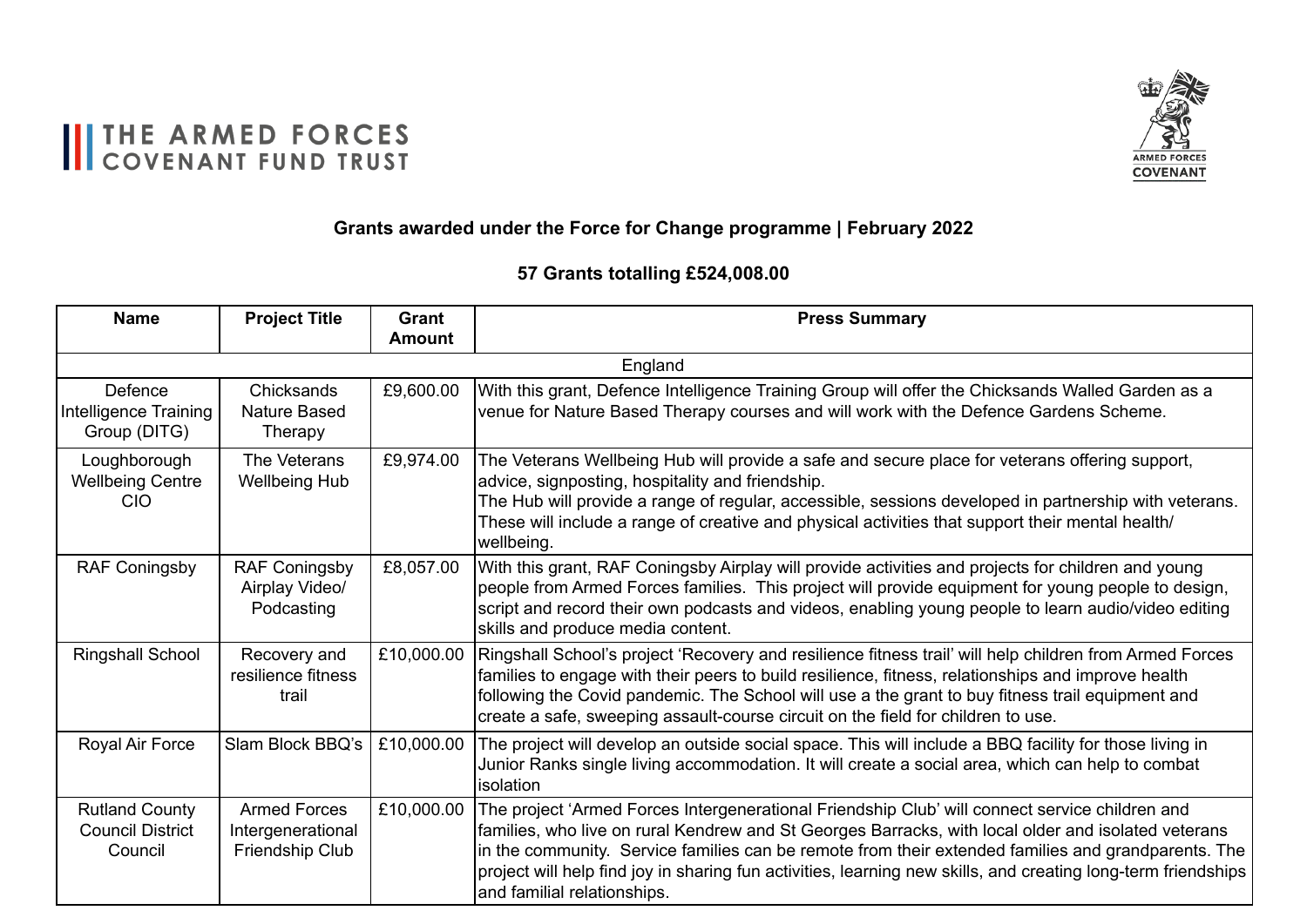THE ARMED FORCES COVENANT FUND TRUST

ARMED FORCES COVENANT

## Grants awarded under the Force for Change programme | February 2022

### 57 Grants totalling £524,008.00

| Name | Project Title | Grant Amount | Press Summary |
|---|---|---|---|
| England | | | |
| Defence Intelligence Training Group (DITG) | Chicksands Nature Based Therapy | £9,600.00 | With this grant, Defence Intelligence Training Group will offer the Chicksands Walled Garden as a venue for Nature Based Therapy courses and will work with the Defence Gardens Scheme. |
| Loughborough Wellbeing Centre CIO | The Veterans Wellbeing Hub | £9,974.00 | The Veterans Wellbeing Hub will provide a safe and secure place for veterans offering support, advice, signposting, hospitality and friendship. The Hub will provide a range of regular, accessible, sessions developed in partnership with veterans. These will include a range of creative and physical activities that support their mental health/ wellbeing. |
| RAF Coningsby | RAF Coningsby Airplay Video/ Podcasting | £8,057.00 | With this grant, RAF Coningsby Airplay will provide activities and projects for children and young people from Armed Forces families. This project will provide equipment for young people to design, script and record their own podcasts and videos, enabling young people to learn audio/video editing skills and produce media content. |
| Ringshall School | Recovery and resilience fitness trail | £10,000.00 | Ringshall School's project 'Recovery and resilience fitness trail' will help children from Armed Forces families to engage with their peers to build resilience, fitness, relationships and improve health following the Covid pandemic. The School will use a the grant to buy fitness trail equipment and create a safe, sweeping assault-course circuit on the field for children to use. |
| Royal Air Force | Slam Block BBQ's | £10,000.00 | The project will develop an outside social space. This will include a BBQ facility for those living in Junior Ranks single living accommodation. It will create a social area, which can help to combat isolation |
| Rutland County Council District Council | Armed Forces Intergenerational Friendship Club | £10,000.00 | The project 'Armed Forces Intergenerational Friendship Club' will connect service children and families, who live on rural Kendrew and St Georges Barracks, with local older and isolated veterans in the community. Service families can be remote from their extended families and grandparents. The project will help find joy in sharing fun activities, learning new skills, and creating long-term friendships and familial relationships. |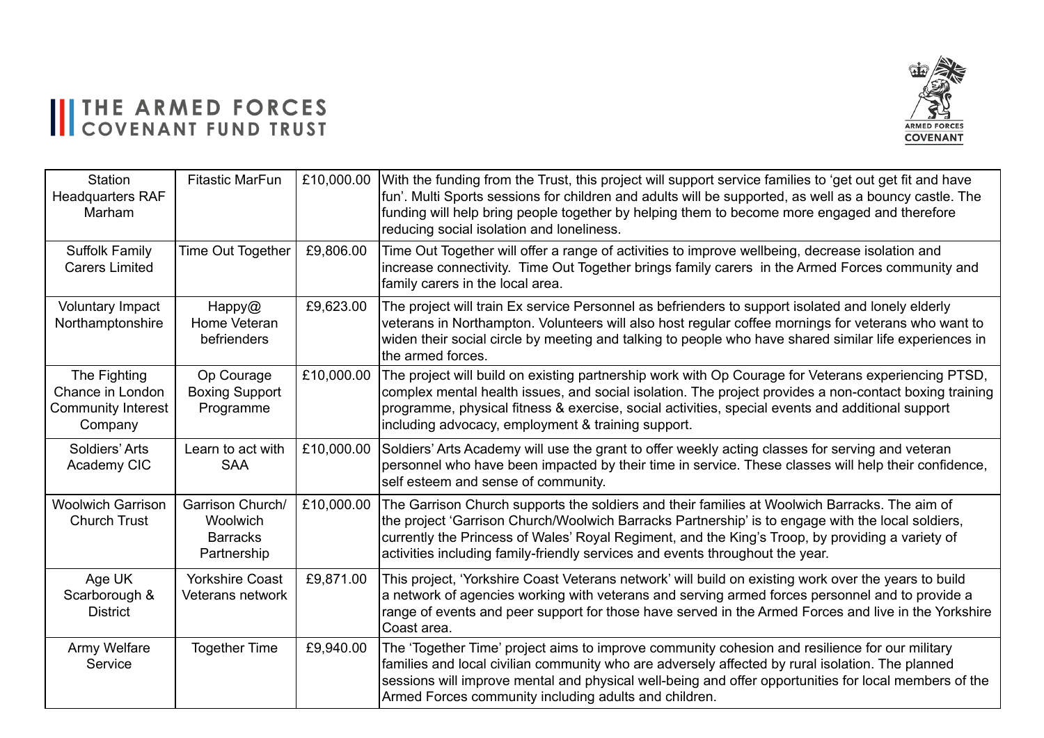| Station Headquarters RAF Marham | Fitastic MarFun | £10,000.00 | With the funding from the Trust, this project will support service families to 'get out get fit and have fun'. Multi Sports sessions for children and adults will be supported, as well as a bouncy castle. The funding will help bring people together by helping them to become more engaged and therefore reducing social isolation and loneliness. |
|---|---|---|---|
| Suffolk Family Carers Limited | Time Out Together | £9,806.00 | Time Out Together will offer a range of activities to improve wellbeing, decrease isolation and increase connectivity. Time Out Together brings family carers in the Armed Forces community and family carers in the local area. |
| Voluntary Impact Northamptonshire | Happy@ Home Veteran befrienders | £9,623.00 | The project will train Ex service Personnel as befrienders to support isolated and lonely elderly veterans in Northampton. Volunteers will also host regular coffee mornings for veterans who want to widen their social circle by meeting and talking to people who have shared similar life experiences in the armed forces. |
| The Fighting Chance in London Community Interest Company | Op Courage Boxing Support Programme | £10,000.00 | The project will build on existing partnership work with Op Courage for Veterans experiencing PTSD, complex mental health issues, and social isolation. The project provides a non-contact boxing training programme, physical fitness & exercise, social activities, special events and additional support including advocacy, employment & training support. |
| Soldiers' Arts Academy CIC | Learn to act with SAA | £10,000.00 | Soldiers' Arts Academy will use the grant to offer weekly acting classes for serving and veteran personnel who have been impacted by their time in service. These classes will help their confidence, self esteem and sense of community. |
| Woolwich Garrison Church Trust | Garrison Church/ Woolwich Barracks Partnership | £10,000.00 | The Garrison Church supports the soldiers and their families at Woolwich Barracks. The aim of the project 'Garrison Church/Woolwich Barracks Partnership' is to engage with the local soldiers, currently the Princess of Wales' Royal Regiment, and the King's Troop, by providing a variety of activities including family-friendly services and events throughout the year. |
| Age UK Scarborough & District | Yorkshire Coast Veterans network | £9,871.00 | This project, 'Yorkshire Coast Veterans network' will build on existing work over the years to build a network of agencies working with veterans and serving armed forces personnel and to provide a range of events and peer support for those have served in the Armed Forces and live in the Yorkshire Coast area. |
| Army Welfare Service | Together Time | £9,940.00 | The 'Together Time' project aims to improve community cohesion and resilience for our military families and local civilian community who are adversely affected by rural isolation. The planned sessions will improve mental and physical well-being and offer opportunities for local members of the Armed Forces community including adults and children. |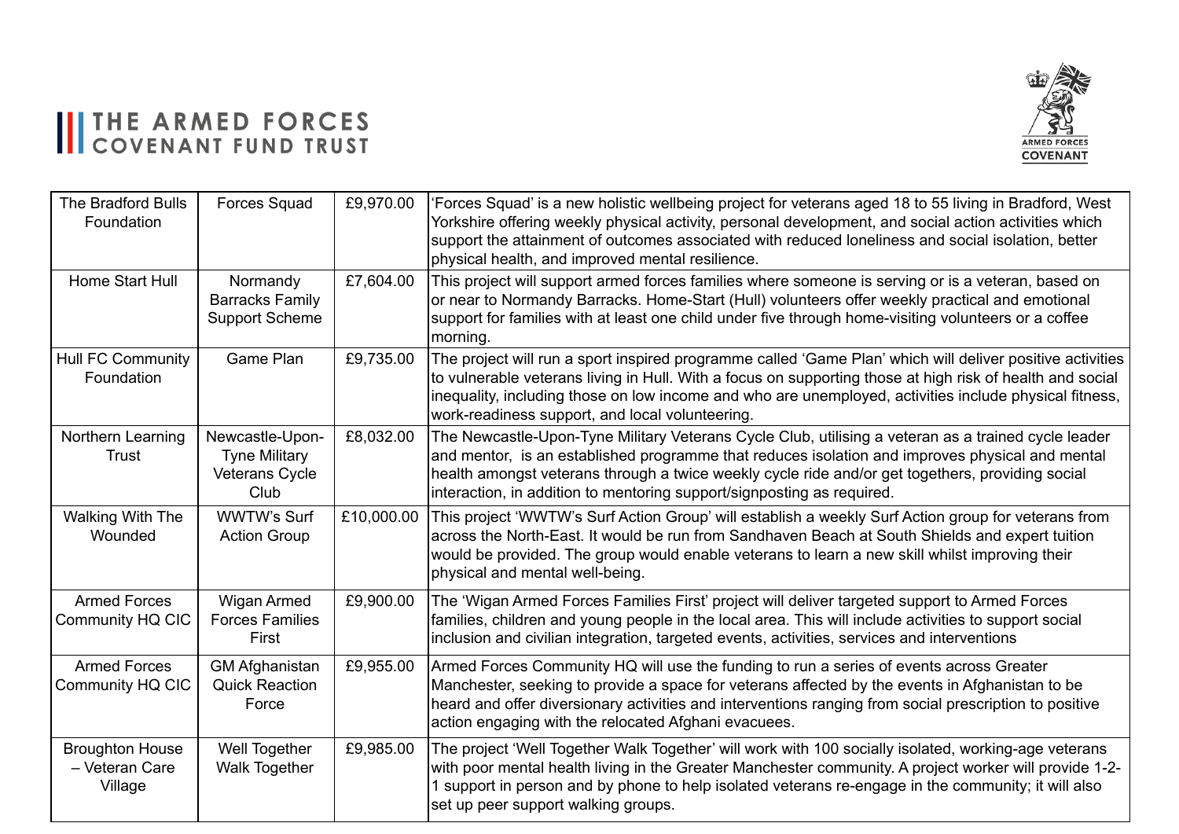| The Bradford Bulls Foundation | Forces Squad | £9,970.00 | 'Forces Squad' is a new holistic wellbeing project for veterans aged 18 to 55 living in Bradford, West Yorkshire offering weekly physical activity, personal development, and social action activities which support the attainment of outcomes associated with reduced loneliness and social isolation, better physical health, and improved mental resilience. |
|---|---|---|---|
| Home Start Hull | Normandy Barracks Family Support Scheme | £7,604.00 | This project will support armed forces families where someone is serving or is a veteran, based on or near to Normandy Barracks. Home-Start (Hull) volunteers offer weekly practical and emotional support for families with at least one child under five through home-visiting volunteers or a coffee morning. |
| Hull FC Community Foundation | Game Plan | £9,735.00 | The project will run a sport inspired programme called 'Game Plan' which will deliver positive activities to vulnerable veterans living in Hull. With a focus on supporting those at high risk of health and social inequality, including those on low income and who are unemployed, activities include physical fitness, work-readiness support, and local volunteering. |
| Northern Learning Trust | Newcastle-Upon-Tyne Military Veterans Cycle Club | £8,032.00 | The Newcastle-Upon-Tyne Military Veterans Cycle Club, utilising a veteran as a trained cycle leader and mentor, is an established programme that reduces isolation and improves physical and mental health amongst veterans through a twice weekly cycle ride and/or get togethers, providing social interaction, in addition to mentoring support/signposting as required. |
| Walking With The Wounded | WWTW's Surf Action Group | £10,000.00 | This project 'WWTW's Surf Action Group' will establish a weekly Surf Action group for veterans from across the North-East. It would be run from Sandhaven Beach at South Shields and expert tuition would be provided. The group would enable veterans to learn a new skill whilst improving their physical and mental well-being. |
| Armed Forces Community HQ CIC | Wigan Armed Forces Families First | £9,900.00 | The 'Wigan Armed Forces Families First' project will deliver targeted support to Armed Forces families, children and young people in the local area. This will include activities to support social inclusion and civilian integration, targeted events, activities, services and interventions |
| Armed Forces Community HQ CIC | GM Afghanistan Quick Reaction Force | £9,955.00 | Armed Forces Community HQ will use the funding to run a series of events across Greater Manchester, seeking to provide a space for veterans affected by the events in Afghanistan to be heard and offer diversionary activities and interventions ranging from social prescription to positive action engaging with the relocated Afghani evacuees. |
| Broughton House – Veteran Care Village | Well Together Walk Together | £9,985.00 | The project 'Well Together Walk Together' will work with 100 socially isolated, working-age veterans with poor mental health living in the Greater Manchester community. A project worker will provide 1-2-1 support in person and by phone to help isolated veterans re-engage in the community; it will also set up peer support walking groups. |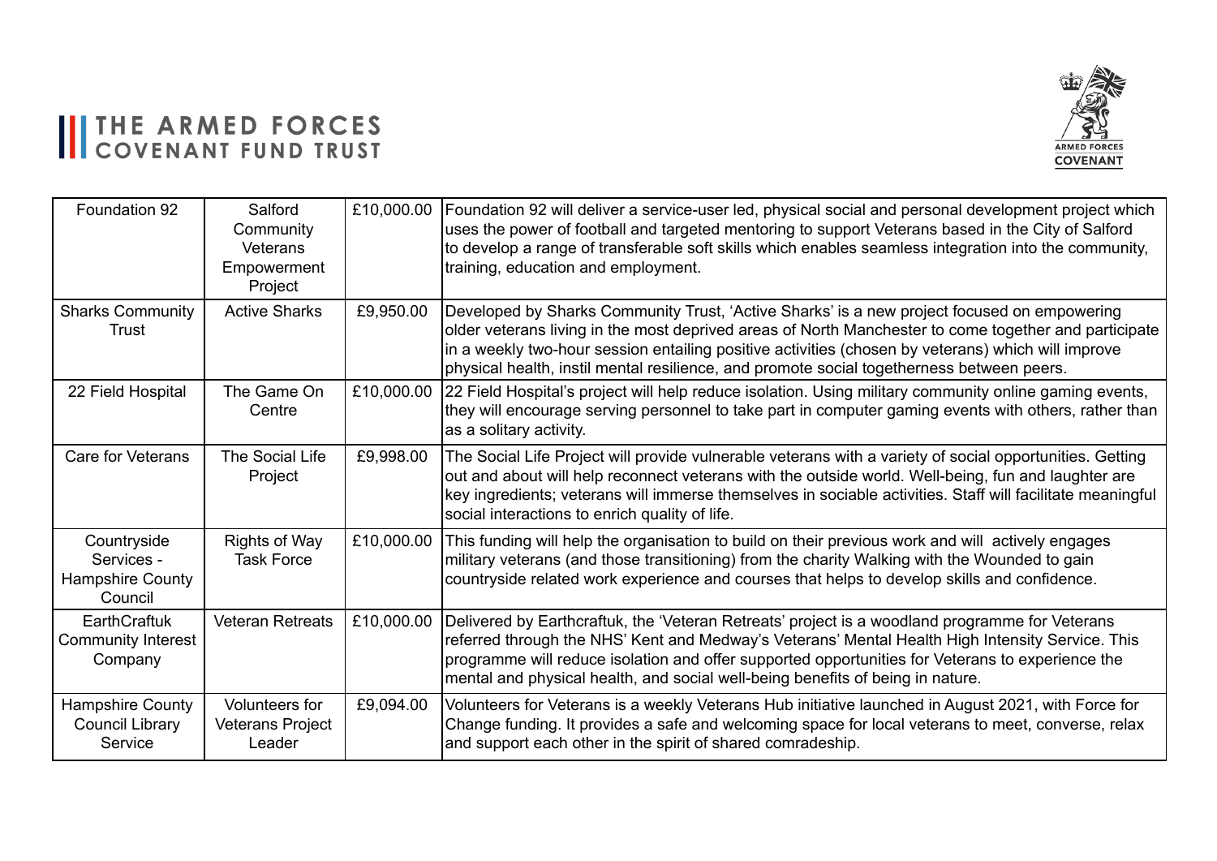| Foundation 92 | Salford Community Veterans Empowerment Project | £10,000.00 | Foundation 92 will deliver a service-user led, physical social and personal development project which uses the power of football and targeted mentoring to support Veterans based in the City of Salford to develop a range of transferable soft skills which enables seamless integration into the community, training, education and employment. |
|---|---|---|---|
| Sharks Community Trust | Active Sharks | £9,950.00 | Developed by Sharks Community Trust, 'Active Sharks' is a new project focused on empowering older veterans living in the most deprived areas of North Manchester to come together and participate in a weekly two-hour session entailing positive activities (chosen by veterans) which will improve physical health, instil mental resilience, and promote social togetherness between peers. |
| 22 Field Hospital | The Game On Centre | £10,000.00 | 22 Field Hospital's project will help reduce isolation. Using military community online gaming events, they will encourage serving personnel to take part in computer gaming events with others, rather than as a solitary activity. |
| Care for Veterans | The Social Life Project | £9,998.00 | The Social Life Project will provide vulnerable veterans with a variety of social opportunities. Getting out and about will help reconnect veterans with the outside world. Well-being, fun and laughter are key ingredients; veterans will immerse themselves in sociable activities. Staff will facilitate meaningful social interactions to enrich quality of life. |
| Countryside Services - Hampshire County Council | Rights of Way Task Force | £10,000.00 | This funding will help the organisation to build on their previous work and will actively engages military veterans (and those transitioning) from the charity Walking with the Wounded to gain countryside related work experience and courses that helps to develop skills and confidence. |
| EarthCraftuk Community Interest Company | Veteran Retreats | £10,000.00 | Delivered by Earthcraftuk, the 'Veteran Retreats' project is a woodland programme for Veterans referred through the NHS' Kent and Medway's Veterans' Mental Health High Intensity Service. This programme will reduce isolation and offer supported opportunities for Veterans to experience the mental and physical health, and social well-being benefits of being in nature. |
| Hampshire County Council Library Service | Volunteers for Veterans Project Leader | £9,094.00 | Volunteers for Veterans is a weekly Veterans Hub initiative launched in August 2021, with Force for Change funding. It provides a safe and welcoming space for local veterans to meet, converse, relax and support each other in the spirit of shared comradeship. |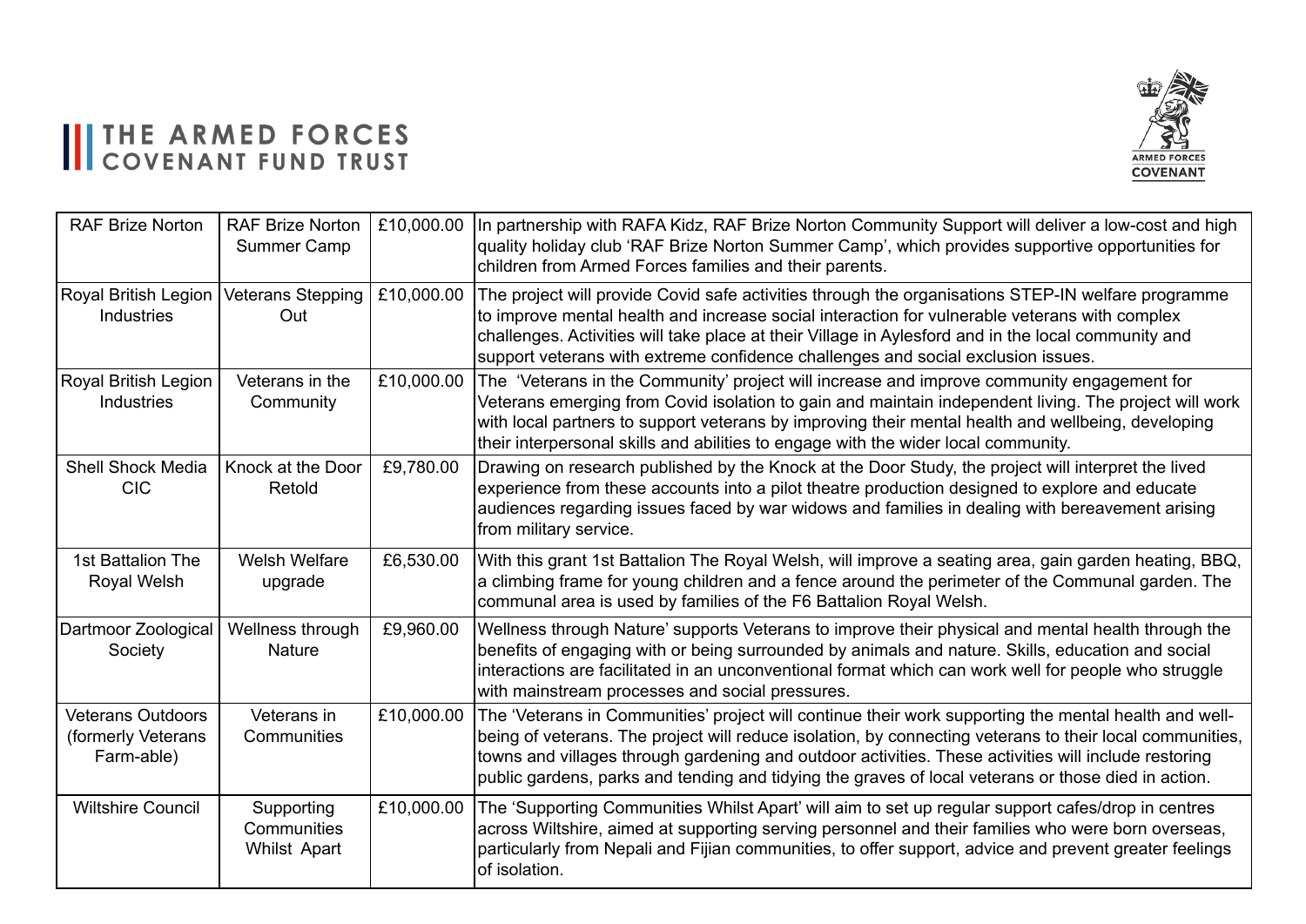| RAF Brize Norton | RAF Brize Norton Summer Camp | £10,000.00 | In partnership with RAFA Kidz, RAF Brize Norton Community Support will deliver a low-cost and high quality holiday club 'RAF Brize Norton Summer Camp', which provides supportive opportunities for children from Armed Forces families and their parents. |
|---|---|---|---|
| Royal British Legion Industries | Veterans Stepping Out | £10,000.00 | The project will provide Covid safe activities through the organisations STEP-IN welfare programme to improve mental health and increase social interaction for vulnerable veterans with complex challenges. Activities will take place at their Village in Aylesford and in the local community and support veterans with extreme confidence challenges and social exclusion issues. |
| Royal British Legion Industries | Veterans in the Community | £10,000.00 | The 'Veterans in the Community' project will increase and improve community engagement for Veterans emerging from Covid isolation to gain and maintain independent living. The project will work with local partners to support veterans by improving their mental health and wellbeing, developing their interpersonal skills and abilities to engage with the wider local community. |
| Shell Shock Media CIC | Knock at the Door Retold | £9,780.00 | Drawing on research published by the Knock at the Door Study, the project will interpret the lived experience from these accounts into a pilot theatre production designed to explore and educate audiences regarding issues faced by war widows and families in dealing with bereavement arising from military service. |
| 1st Battalion The Royal Welsh | Welsh Welfare upgrade | £6,530.00 | With this grant 1st Battalion The Royal Welsh, will improve a seating area, gain garden heating, BBQ, a climbing frame for young children and a fence around the perimeter of the Communal garden. The communal area is used by families of the F6 Battalion Royal Welsh. |
| Dartmoor Zoological Society | Wellness through Nature | £9,960.00 | Wellness through Nature' supports Veterans to improve their physical and mental health through the benefits of engaging with or being surrounded by animals and nature. Skills, education and social interactions are facilitated in an unconventional format which can work well for people who struggle with mainstream processes and social pressures. |
| Veterans Outdoors (formerly Veterans Farm-able) | Veterans in Communities | £10,000.00 | The 'Veterans in Communities' project will continue their work supporting the mental health and well-being of veterans. The project will reduce isolation, by connecting veterans to their local communities, towns and villages through gardening and outdoor activities. These activities will include restoring public gardens, parks and tending and tidying the graves of local veterans or those died in action. |
| Wiltshire Council | Supporting Communities Whilst Apart | £10,000.00 | The 'Supporting Communities Whilst Apart' will aim to set up regular support cafes/drop in centres across Wiltshire, aimed at supporting serving personnel and their families who were born overseas, particularly from Nepali and Fijian communities, to offer support, advice and prevent greater feelings of isolation. |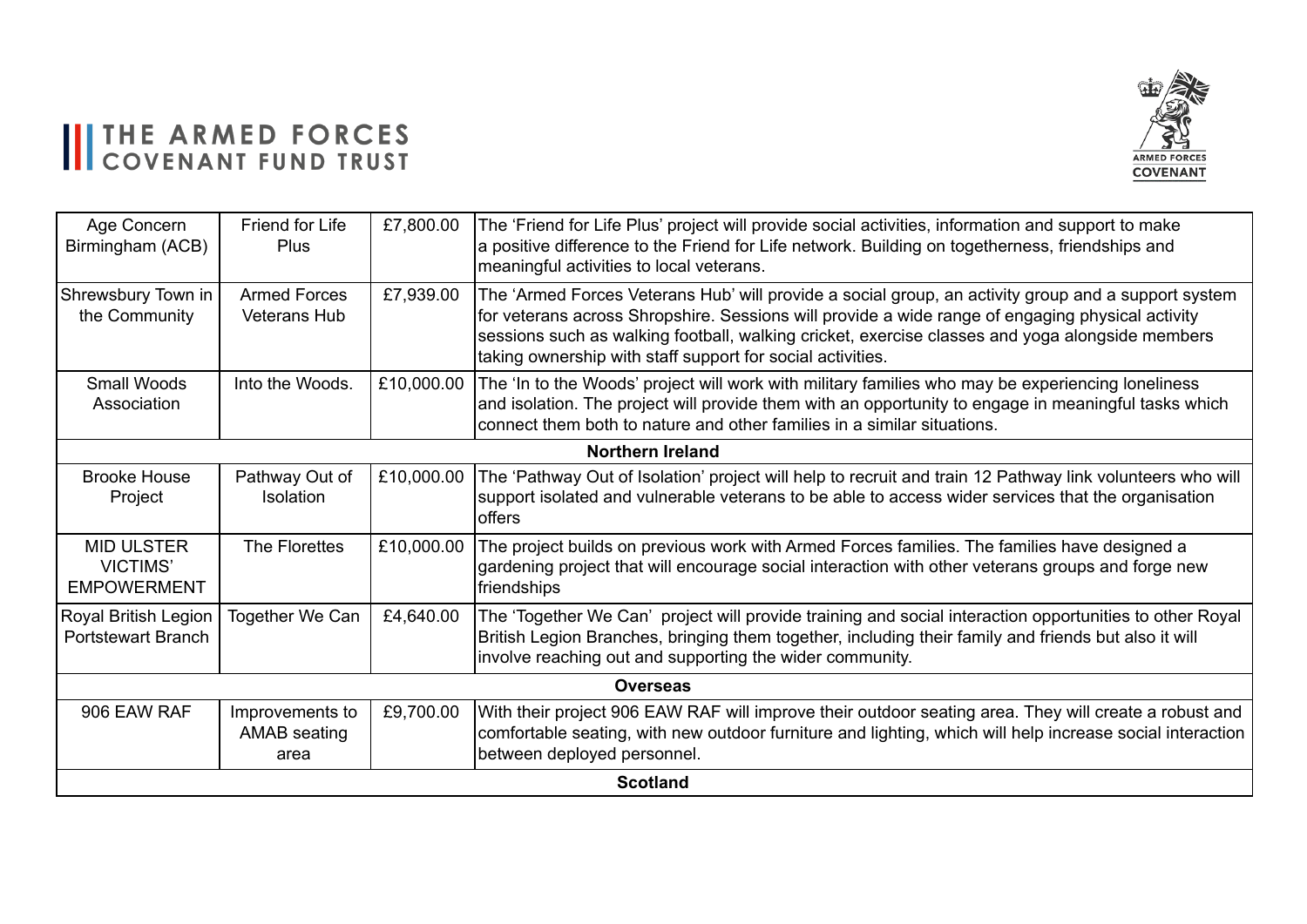| Age Concern Birmingham (ACB) | Friend for Life Plus | £7,800.00 | The 'Friend for Life Plus' project will provide social activities, information and support to make a positive difference to the Friend for Life network. Building on togetherness, friendships and meaningful activities to local veterans. |
|---|---|---|---|
| Shrewsbury Town in the Community | Armed Forces Veterans Hub | £7,939.00 | The 'Armed Forces Veterans Hub' will provide a social group, an activity group and a support system for veterans across Shropshire. Sessions will provide a wide range of engaging physical activity sessions such as walking football, walking cricket, exercise classes and yoga alongside members taking ownership with staff support for social activities. |
| Small Woods Association | Into the Woods. | £10,000.00 | The 'In to the Woods' project will work with military families who may be experiencing loneliness and isolation. The project will provide them with an opportunity to engage in meaningful tasks which connect them both to nature and other families in a similar situations. |
| **Northern Ireland** | | | |
| Brooke House Project | Pathway Out of Isolation | £10,000.00 | The 'Pathway Out of Isolation' project will help to recruit and train 12 Pathway link volunteers who will support isolated and vulnerable veterans to be able to access wider services that the organisation offers |
| MID ULSTER VICTIMS' EMPOWERMENT | The Florettes | £10,000.00 | The project builds on previous work with Armed Forces families. The families have designed a gardening project that will encourage social interaction with other veterans groups and forge new friendships |
| Royal British Legion Portstewart Branch | Together We Can | £4,640.00 | The 'Together We Can' project will provide training and social interaction opportunities to other Royal British Legion Branches, bringing them together, including their family and friends but also it will involve reaching out and supporting the wider community. |
| **Overseas** | | | |
| 906 EAW RAF | Improvements to AMAB seating area | £9,700.00 | With their project 906 EAW RAF will improve their outdoor seating area. They will create a robust and comfortable seating, with new outdoor furniture and lighting, which will help increase social interaction between deployed personnel. |
| **Scotland** | | | |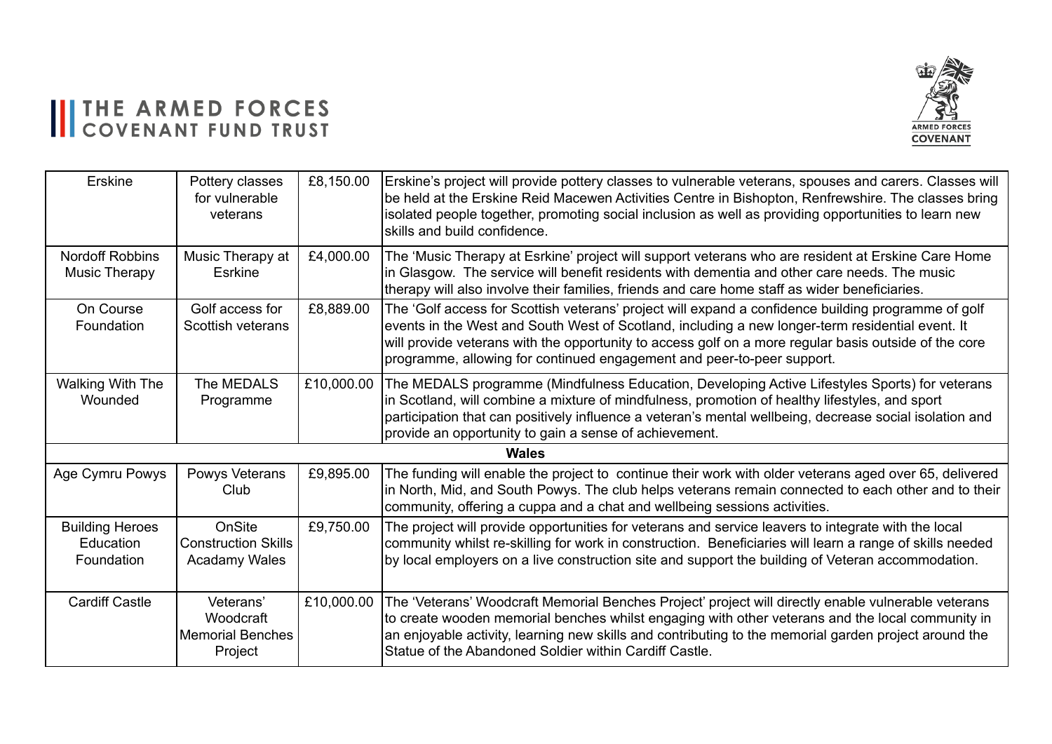| | | | |
|---|---|---|---|
| Erskine | Pottery classes for vulnerable veterans | £8,150.00 | Erskine's project will provide pottery classes to vulnerable veterans, spouses and carers. Classes will be held at the Erskine Reid Macewen Activities Centre in Bishopton, Renfrewshire. The classes bring isolated people together, promoting social inclusion as well as providing opportunities to learn new skills and build confidence. |
| Nordoff Robbins Music Therapy | Music Therapy at Esrkine | £4,000.00 | The 'Music Therapy at Esrkine' project will support veterans who are resident at Erskine Care Home in Glasgow. The service will benefit residents with dementia and other care needs. The music therapy will also involve their families, friends and care home staff as wider beneficiaries. |
| On Course Foundation | Golf access for Scottish veterans | £8,889.00 | The 'Golf access for Scottish veterans' project will expand a confidence building programme of golf events in the West and South West of Scotland, including a new longer-term residential event. It will provide veterans with the opportunity to access golf on a more regular basis outside of the core programme, allowing for continued engagement and peer-to-peer support. |
| Walking With The Wounded | The MEDALS Programme | £10,000.00 | The MEDALS programme (Mindfulness Education, Developing Active Lifestyles Sports) for veterans in Scotland, will combine a mixture of mindfulness, promotion of healthy lifestyles, and sport participation that can positively influence a veteran's mental wellbeing, decrease social isolation and provide an opportunity to gain a sense of achievement. |
| **Wales** | | | |
| Age Cymru Powys | Powys Veterans Club | £9,895.00 | The funding will enable the project to continue their work with older veterans aged over 65, delivered in North, Mid, and South Powys. The club helps veterans remain connected to each other and to their community, offering a cuppa and a chat and wellbeing sessions activities. |
| Building Heroes Education Foundation | OnSite Construction Skills Acadamy Wales | £9,750.00 | The project will provide opportunities for veterans and service leavers to integrate with the local community whilst re-skilling for work in construction. Beneficiaries will learn a range of skills needed by local employers on a live construction site and support the building of Veteran accommodation. |
| Cardiff Castle | Veterans' Woodcraft Memorial Benches Project | £10,000.00 | The 'Veterans' Woodcraft Memorial Benches Project' project will directly enable vulnerable veterans to create wooden memorial benches whilst engaging with other veterans and the local community in an enjoyable activity, learning new skills and contributing to the memorial garden project around the Statue of the Abandoned Soldier within Cardiff Castle. |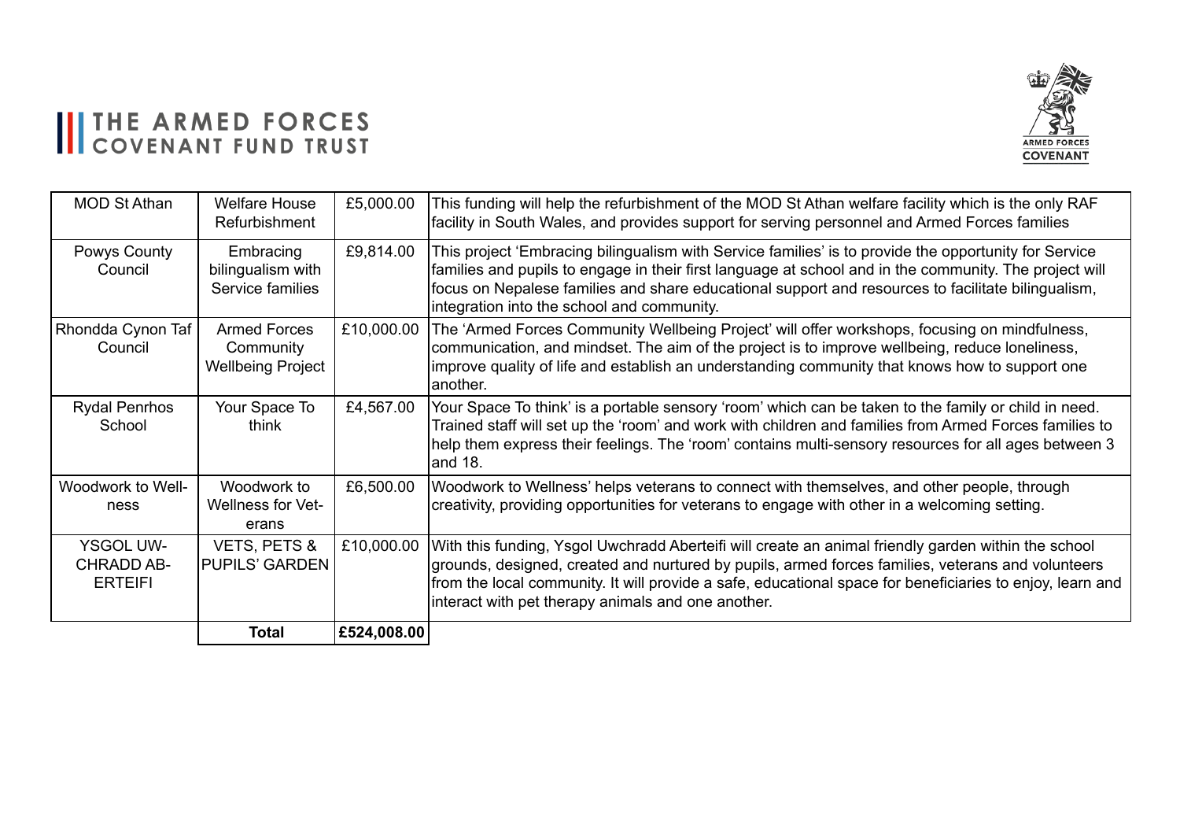| | | | |
|---|---|---|---|
| MOD St Athan | Welfare House Refurbishment | £5,000.00 | This funding will help the refurbishment of the MOD St Athan welfare facility which is the only RAF facility in South Wales, and provides support for serving personnel and Armed Forces families |
| Powys County Council | Embracing bilingualism with Service families | £9,814.00 | This project 'Embracing bilingualism with Service families' is to provide the opportunity for Service families and pupils to engage in their first language at school and in the community. The project will focus on Nepalese families and share educational support and resources to facilitate bilingualism, integration into the school and community. |
| Rhondda Cynon Taf Council | Armed Forces Community Wellbeing Project | £10,000.00 | The 'Armed Forces Community Wellbeing Project' will offer workshops, focusing on mindfulness, communication, and mindset. The aim of the project is to improve wellbeing, reduce loneliness, improve quality of life and establish an understanding community that knows how to support one another. |
| Rydal Penrhos School | Your Space To think | £4,567.00 | Your Space To think' is a portable sensory 'room' which can be taken to the family or child in need. Trained staff will set up the 'room' and work with children and families from Armed Forces families to help them express their feelings. The 'room' contains multi-sensory resources for all ages between 3 and 18. |
| Woodwork to Wellness | Woodwork to Wellness for Veterans | £6,500.00 | Woodwork to Wellness' helps veterans to connect with themselves, and other people, through creativity, providing opportunities for veterans to engage with other in a welcoming setting. |
| YSGOL UWCHRADD ABERTEIFI | VETS, PETS & PUPILS' GARDEN | £10,000.00 | With this funding, Ysgol Uwchradd Aberteifi will create an animal friendly garden within the school grounds, designed, created and nurtured by pupils, armed forces families, veterans and volunteers from the local community. It will provide a safe, educational space for beneficiaries to enjoy, learn and interact with pet therapy animals and one another. |
| | **Total** | **£524,008.00** | |